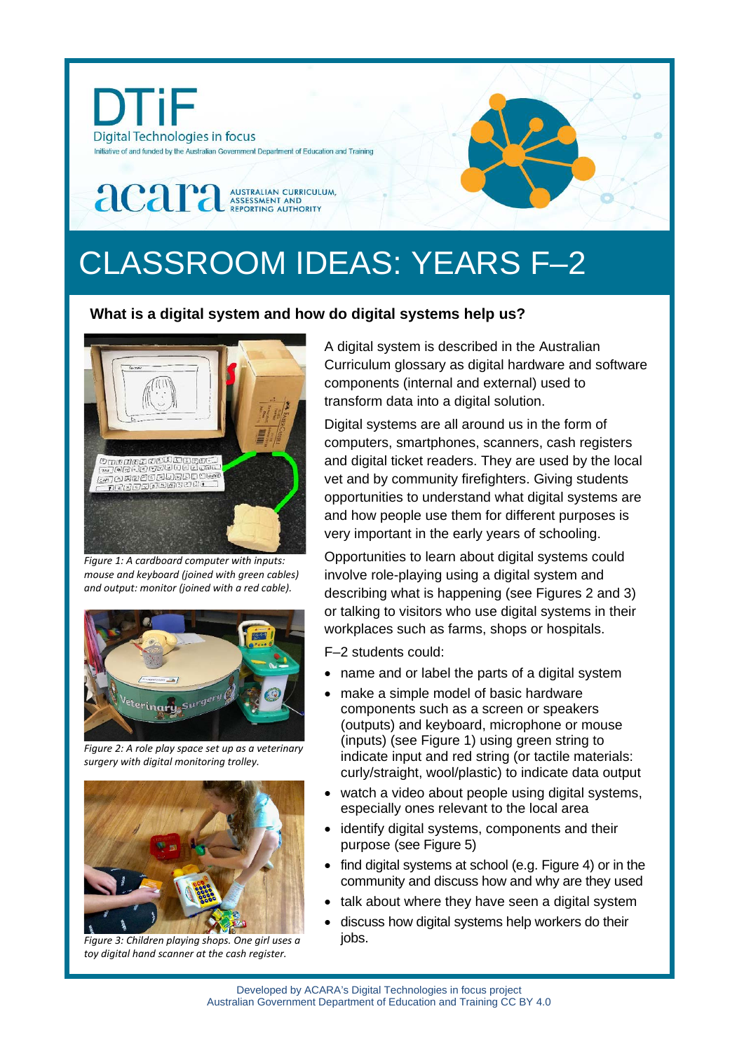DTiF

Digital Technologies in focus

Initiative of and funded by the Australian Government Department of Education and Training

acara AUSTRALIAN CURRICULUM, ASSESSMENT AND REPORTING AUTHORITY

# CLASSROOM IDEAS: YEARS F–2

## What is a digital system and how do digital systems help us?

*Figure 1: A cardboard computer with inputs: mouse and keyboard (joined with green cables) and output: monitor (joined with a red cable).*

*Figure 2: A role play space set up as a veterinary surgery with digital monitoring trolley.*

*Figure 3: Children playing shops. One girl uses a toy digital hand scanner at the cash register.*

A digital system is described in the Australian Curriculum glossary as digital hardware and software components (internal and external) used to transform data into a digital solution.

Digital systems are all around us in the form of computers, smartphones, scanners, cash registers and digital ticket readers. They are used by the local vet and by community firefighters. Giving students opportunities to understand what digital systems are and how people use them for different purposes is very important in the early years of schooling.

Opportunities to learn about digital systems could involve role-playing using a digital system and describing what is happening (see Figures 2 and 3) or talking to visitors who use digital systems in their workplaces such as farms, shops or hospitals.

F–2 students could:

- name and or label the parts of a digital system
- make a simple model of basic hardware components such as a screen or speakers (outputs) and keyboard, microphone or mouse (inputs) (see Figure 1) using green string to indicate input and red string (or tactile materials: curly/straight, wool/plastic) to indicate data output
- watch a video about people using digital systems, especially ones relevant to the local area
- identify digital systems, components and their purpose (see Figure 5)
- find digital systems at school (e.g. Figure 4) or in the community and discuss how and why are they used
- talk about where they have seen a digital system
- discuss how digital systems help workers do their jobs.

Developed by ACARA's Digital Technologies in focus project
Australian Government Department of Education and Training CC BY 4.0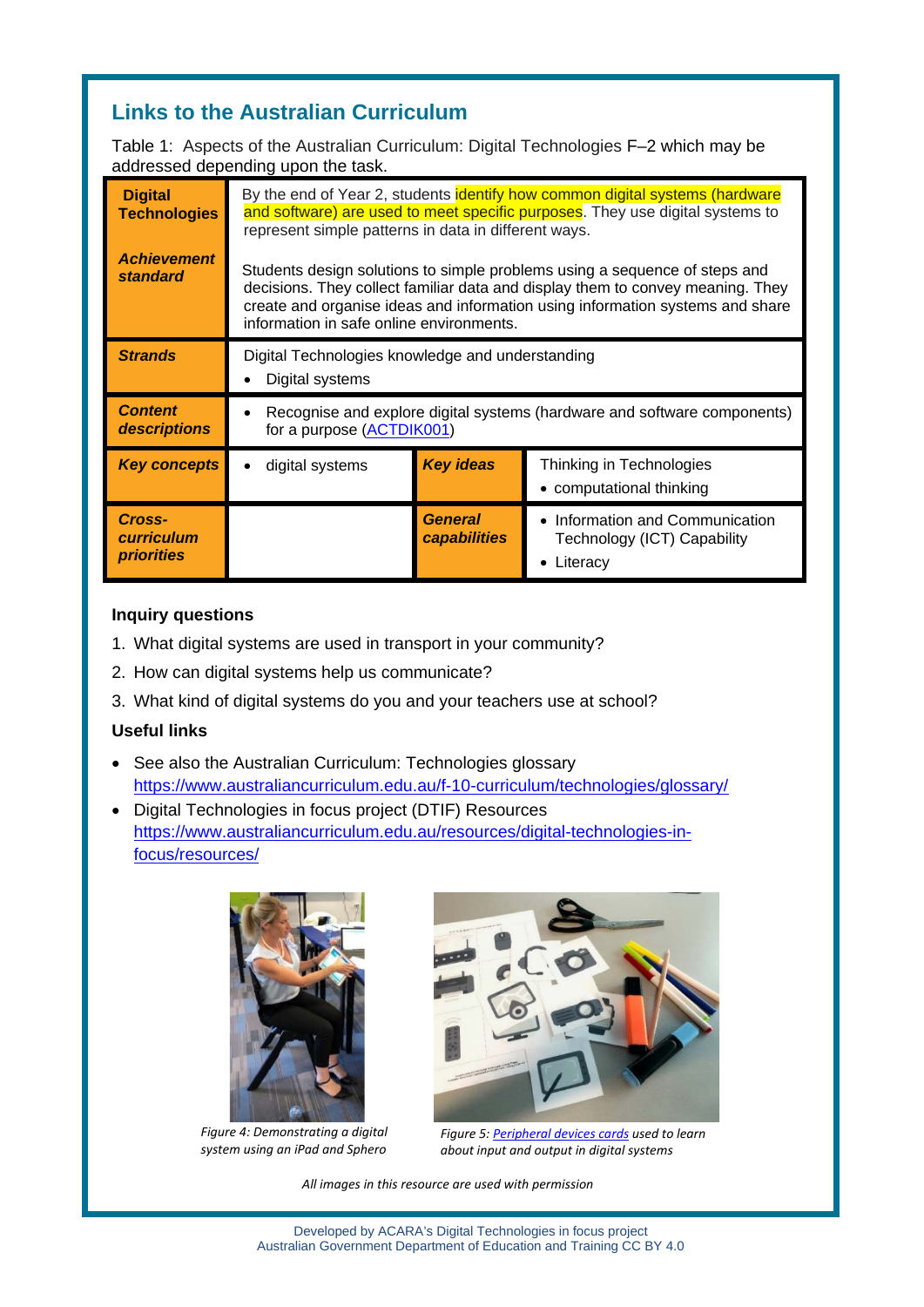## Links to the Australian Curriculum

Table 1: Aspects of the Australian Curriculum: Digital Technologies F–2 which may be addressed depending upon the task.

| | | | |
|---|---|---|---|
| **Digital Technologies** ***Achievement standard*** | By the end of Year 2, students identify how common digital systems (hardware and software) are used to meet specific purposes. They use digital systems to represent simple patterns in data in different ways.<br><br>Students design solutions to simple problems using a sequence of steps and decisions. They collect familiar data and display them to convey meaning. They create and organise ideas and information using information systems and share information in safe online environments. | | |
| ***Strands*** | Digital Technologies knowledge and understanding<br>• Digital systems | | |
| ***Content descriptions*** | • Recognise and explore digital systems (hardware and software components) for a purpose (ACTDIK001) | | |
| ***Key concepts*** | • digital systems | ***Key ideas*** | Thinking in Technologies<br>• computational thinking |
| ***Cross-curriculum priorities*** | | ***General capabilities*** | • Information and Communication Technology (ICT) Capability<br>• Literacy |

**Inquiry questions**

1. What digital systems are used in transport in your community?
2. How can digital systems help us communicate?
3. What kind of digital systems do you and your teachers use at school?

**Useful links**

- See also the Australian Curriculum: Technologies glossary https://www.australiancurriculum.edu.au/f-10-curriculum/technologies/glossary/
- Digital Technologies in focus project (DTIF) Resources https://www.australiancurriculum.edu.au/resources/digital-technologies-in-focus/resources/

*Figure 4: Demonstrating a digital system using an iPad and Sphero*

*Figure 5: Peripheral devices cards used to learn about input and output in digital systems*

*All images in this resource are used with permission*

Developed by ACARA's Digital Technologies in focus project
Australian Government Department of Education and Training CC BY 4.0